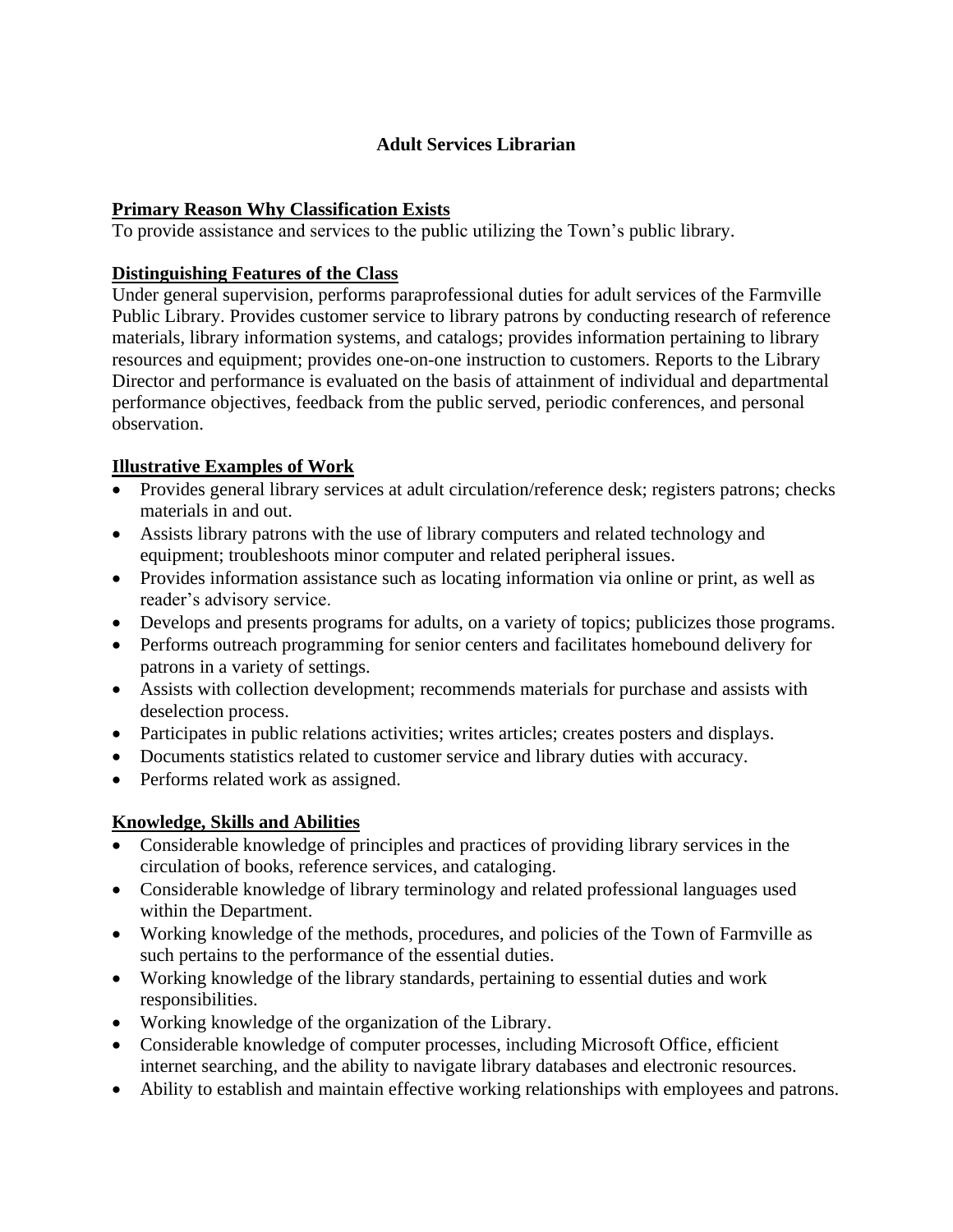# Adult Services Librarian

## Primary Reason Why Classification Exists

To provide assistance and services to the public utilizing the Town's public library.

## Distinguishing Features of the Class

Under general supervision, performs paraprofessional duties for adult services of the Farmville Public Library. Provides customer service to library patrons by conducting research of reference materials, library information systems, and catalogs; provides information pertaining to library resources and equipment; provides one-on-one instruction to customers. Reports to the Library Director and performance is evaluated on the basis of attainment of individual and departmental performance objectives, feedback from the public served, periodic conferences, and personal observation.

## Illustrative Examples of Work

- Provides general library services at adult circulation/reference desk; registers patrons; checks materials in and out.
- Assists library patrons with the use of library computers and related technology and equipment; troubleshoots minor computer and related peripheral issues.
- Provides information assistance such as locating information via online or print, as well as reader's advisory service.
- Develops and presents programs for adults, on a variety of topics; publicizes those programs.
- Performs outreach programming for senior centers and facilitates homebound delivery for patrons in a variety of settings.
- Assists with collection development; recommends materials for purchase and assists with deselection process.
- Participates in public relations activities; writes articles; creates posters and displays.
- Documents statistics related to customer service and library duties with accuracy.
- Performs related work as assigned.

## Knowledge, Skills and Abilities

- Considerable knowledge of principles and practices of providing library services in the circulation of books, reference services, and cataloging.
- Considerable knowledge of library terminology and related professional languages used within the Department.
- Working knowledge of the methods, procedures, and policies of the Town of Farmville as such pertains to the performance of the essential duties.
- Working knowledge of the library standards, pertaining to essential duties and work responsibilities.
- Working knowledge of the organization of the Library.
- Considerable knowledge of computer processes, including Microsoft Office, efficient internet searching, and the ability to navigate library databases and electronic resources.
- Ability to establish and maintain effective working relationships with employees and patrons.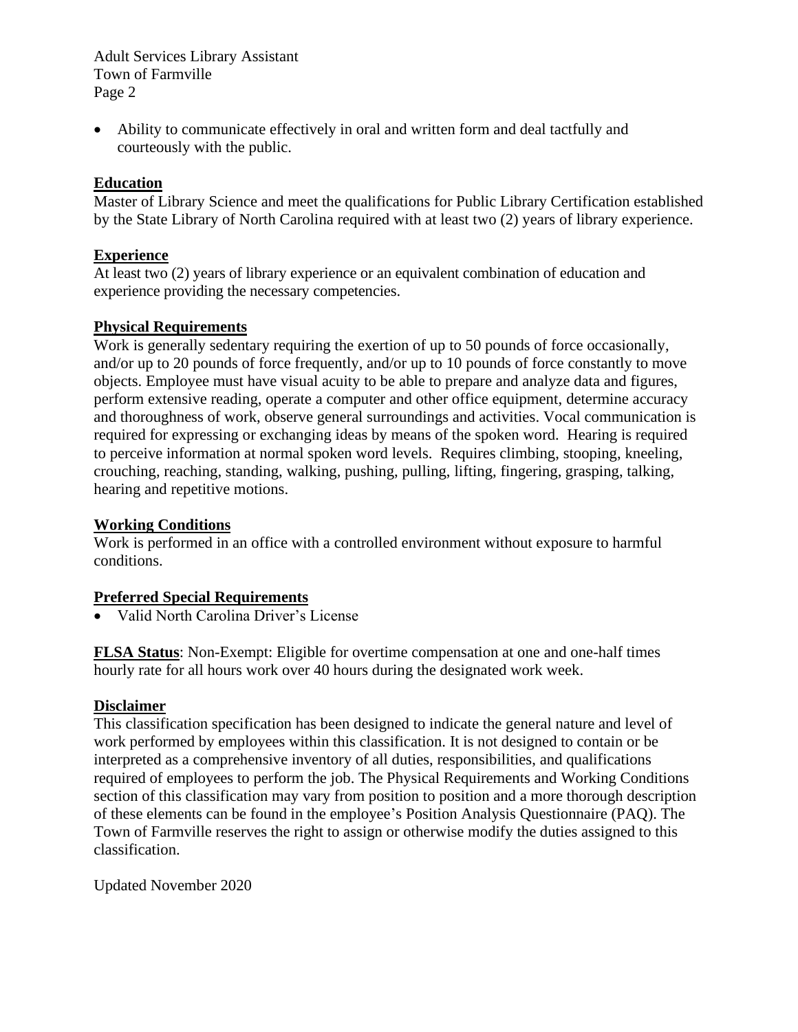- Ability to communicate effectively in oral and written form and deal tactfully and courteously with the public.

**Education**

Master of Library Science and meet the qualifications for Public Library Certification established by the State Library of North Carolina required with at least two (2) years of library experience.

**Experience**

At least two (2) years of library experience or an equivalent combination of education and experience providing the necessary competencies.

**Physical Requirements**

Work is generally sedentary requiring the exertion of up to 50 pounds of force occasionally, and/or up to 20 pounds of force frequently, and/or up to 10 pounds of force constantly to move objects. Employee must have visual acuity to be able to prepare and analyze data and figures, perform extensive reading, operate a computer and other office equipment, determine accuracy and thoroughness of work, observe general surroundings and activities. Vocal communication is required for expressing or exchanging ideas by means of the spoken word. Hearing is required to perceive information at normal spoken word levels. Requires climbing, stooping, kneeling, crouching, reaching, standing, walking, pushing, pulling, lifting, fingering, grasping, talking, hearing and repetitive motions.

**Working Conditions**

Work is performed in an office with a controlled environment without exposure to harmful conditions.

**Preferred Special Requirements**

- Valid North Carolina Driver's License

**FLSA Status**: Non-Exempt: Eligible for overtime compensation at one and one-half times hourly rate for all hours work over 40 hours during the designated work week.

**Disclaimer**

This classification specification has been designed to indicate the general nature and level of work performed by employees within this classification. It is not designed to contain or be interpreted as a comprehensive inventory of all duties, responsibilities, and qualifications required of employees to perform the job. The Physical Requirements and Working Conditions section of this classification may vary from position to position and a more thorough description of these elements can be found in the employee's Position Analysis Questionnaire (PAQ). The Town of Farmville reserves the right to assign or otherwise modify the duties assigned to this classification.

Updated November 2020